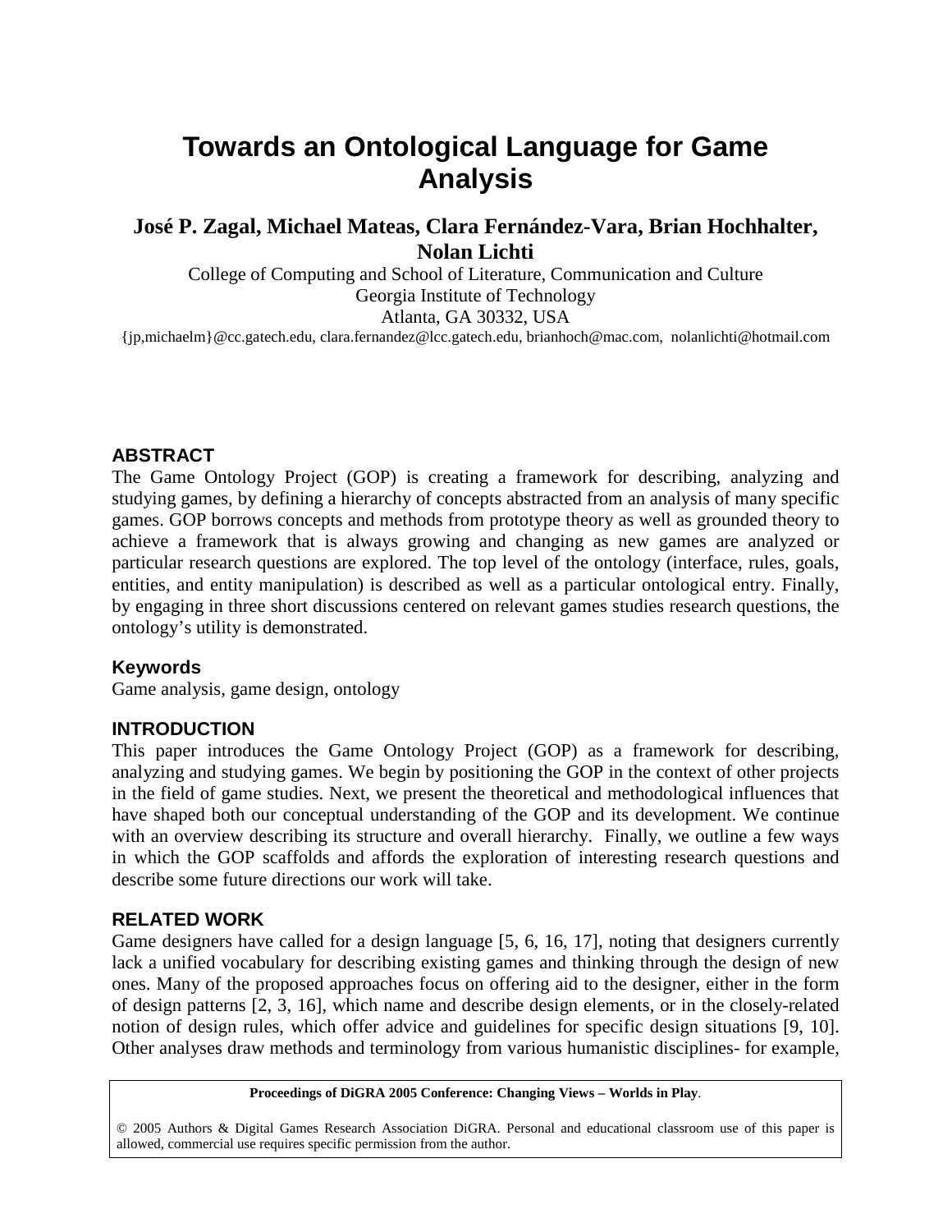# Towards an Ontological Language for Game Analysis

**José P. Zagal, Michael Mateas, Clara Fernández-Vara, Brian Hochhalter, Nolan Lichti**

College of Computing and School of Literature, Communication and Culture
Georgia Institute of Technology
Atlanta, GA 30332, USA
{jp,michaelm}@cc.gatech.edu, clara.fernandez@lcc.gatech.edu, brianhoch@mac.com, nolanlichti@hotmail.com

## ABSTRACT

The Game Ontology Project (GOP) is creating a framework for describing, analyzing and studying games, by defining a hierarchy of concepts abstracted from an analysis of many specific games. GOP borrows concepts and methods from prototype theory as well as grounded theory to achieve a framework that is always growing and changing as new games are analyzed or particular research questions are explored. The top level of the ontology (interface, rules, goals, entities, and entity manipulation) is described as well as a particular ontological entry. Finally, by engaging in three short discussions centered on relevant games studies research questions, the ontology's utility is demonstrated.

### Keywords

Game analysis, game design, ontology

## INTRODUCTION

This paper introduces the Game Ontology Project (GOP) as a framework for describing, analyzing and studying games. We begin by positioning the GOP in the context of other projects in the field of game studies. Next, we present the theoretical and methodological influences that have shaped both our conceptual understanding of the GOP and its development. We continue with an overview describing its structure and overall hierarchy. Finally, we outline a few ways in which the GOP scaffolds and affords the exploration of interesting research questions and describe some future directions our work will take.

## RELATED WORK

Game designers have called for a design language [5, 6, 16, 17], noting that designers currently lack a unified vocabulary for describing existing games and thinking through the design of new ones. Many of the proposed approaches focus on offering aid to the designer, either in the form of design patterns [2, 3, 16], which name and describe design elements, or in the closely-related notion of design rules, which offer advice and guidelines for specific design situations [9, 10]. Other analyses draw methods and terminology from various humanistic disciplines- for example,

**Proceedings of DiGRA 2005 Conference: Changing Views – Worlds in Play**.

© 2005 Authors & Digital Games Research Association DiGRA. Personal and educational classroom use of this paper is allowed, commercial use requires specific permission from the author.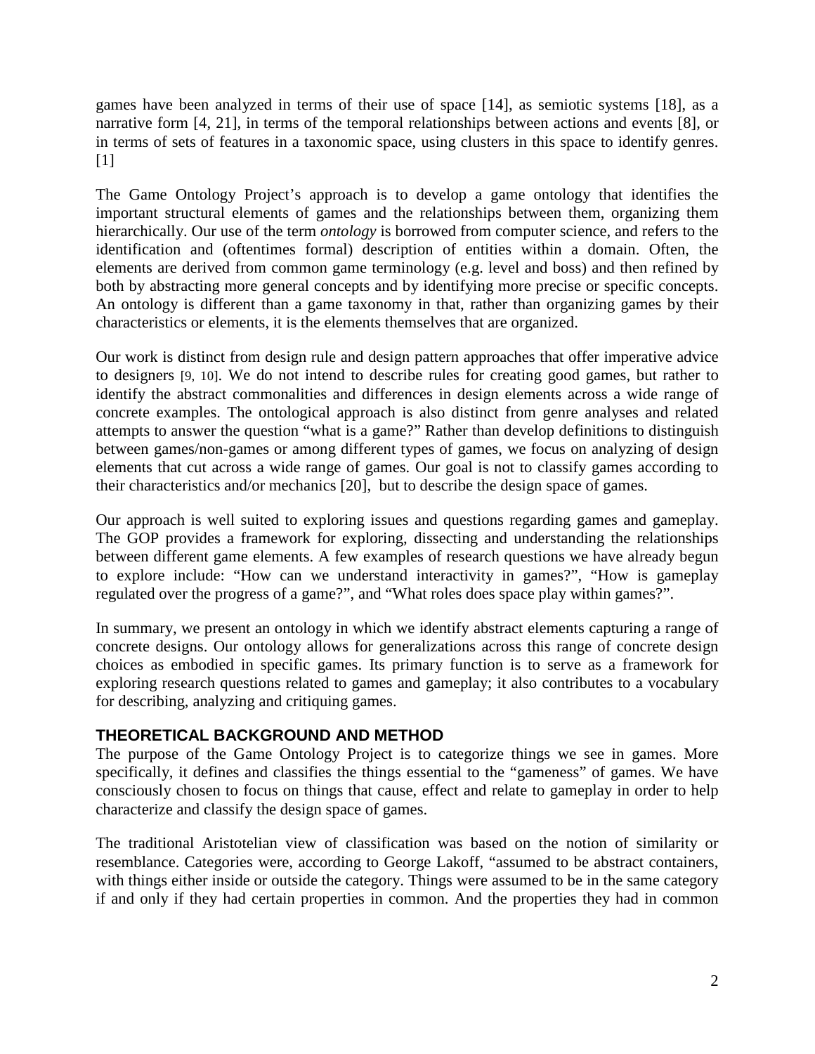games have been analyzed in terms of their use of space [14], as semiotic systems [18], as a narrative form [4, 21], in terms of the temporal relationships between actions and events [8], or in terms of sets of features in a taxonomic space, using clusters in this space to identify genres. [1]

The Game Ontology Project's approach is to develop a game ontology that identifies the important structural elements of games and the relationships between them, organizing them hierarchically. Our use of the term *ontology* is borrowed from computer science, and refers to the identification and (oftentimes formal) description of entities within a domain. Often, the elements are derived from common game terminology (e.g. level and boss) and then refined by both by abstracting more general concepts and by identifying more precise or specific concepts. An ontology is different than a game taxonomy in that, rather than organizing games by their characteristics or elements, it is the elements themselves that are organized.

Our work is distinct from design rule and design pattern approaches that offer imperative advice to designers [9, 10]. We do not intend to describe rules for creating good games, but rather to identify the abstract commonalities and differences in design elements across a wide range of concrete examples. The ontological approach is also distinct from genre analyses and related attempts to answer the question "what is a game?" Rather than develop definitions to distinguish between games/non-games or among different types of games, we focus on analyzing of design elements that cut across a wide range of games. Our goal is not to classify games according to their characteristics and/or mechanics [20], but to describe the design space of games.

Our approach is well suited to exploring issues and questions regarding games and gameplay. The GOP provides a framework for exploring, dissecting and understanding the relationships between different game elements. A few examples of research questions we have already begun to explore include: "How can we understand interactivity in games?", "How is gameplay regulated over the progress of a game?", and "What roles does space play within games?".

In summary, we present an ontology in which we identify abstract elements capturing a range of concrete designs. Our ontology allows for generalizations across this range of concrete design choices as embodied in specific games. Its primary function is to serve as a framework for exploring research questions related to games and gameplay; it also contributes to a vocabulary for describing, analyzing and critiquing games.

## THEORETICAL BACKGROUND AND METHOD

The purpose of the Game Ontology Project is to categorize things we see in games. More specifically, it defines and classifies the things essential to the "gameness" of games. We have consciously chosen to focus on things that cause, effect and relate to gameplay in order to help characterize and classify the design space of games.

The traditional Aristotelian view of classification was based on the notion of similarity or resemblance. Categories were, according to George Lakoff, "assumed to be abstract containers, with things either inside or outside the category. Things were assumed to be in the same category if and only if they had certain properties in common. And the properties they had in common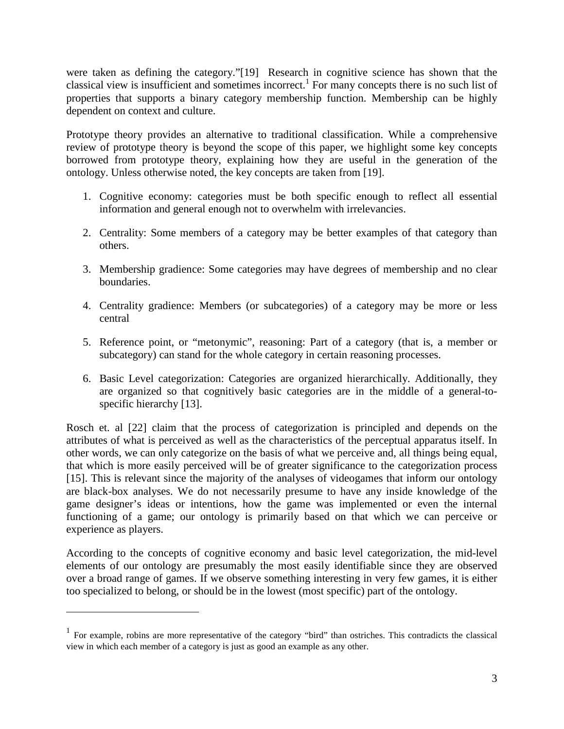were taken as defining the category."[19] Research in cognitive science has shown that the classical view is insufficient and sometimes incorrect.[1] For many concepts there is no such list of properties that supports a binary category membership function. Membership can be highly dependent on context and culture.

Prototype theory provides an alternative to traditional classification. While a comprehensive review of prototype theory is beyond the scope of this paper, we highlight some key concepts borrowed from prototype theory, explaining how they are useful in the generation of the ontology. Unless otherwise noted, the key concepts are taken from [19].

1. Cognitive economy: categories must be both specific enough to reflect all essential information and general enough not to overwhelm with irrelevancies.

2. Centrality: Some members of a category may be better examples of that category than others.

3. Membership gradience: Some categories may have degrees of membership and no clear boundaries.

4. Centrality gradience: Members (or subcategories) of a category may be more or less central

5. Reference point, or "metonymic", reasoning: Part of a category (that is, a member or subcategory) can stand for the whole category in certain reasoning processes.

6. Basic Level categorization: Categories are organized hierarchically. Additionally, they are organized so that cognitively basic categories are in the middle of a general-to-specific hierarchy [13].

Rosch et. al [22] claim that the process of categorization is principled and depends on the attributes of what is perceived as well as the characteristics of the perceptual apparatus itself. In other words, we can only categorize on the basis of what we perceive and, all things being equal, that which is more easily perceived will be of greater significance to the categorization process [15]. This is relevant since the majority of the analyses of videogames that inform our ontology are black-box analyses. We do not necessarily presume to have any inside knowledge of the game designer's ideas or intentions, how the game was implemented or even the internal functioning of a game; our ontology is primarily based on that which we can perceive or experience as players.

According to the concepts of cognitive economy and basic level categorization, the mid-level elements of our ontology are presumably the most easily identifiable since they are observed over a broad range of games. If we observe something interesting in very few games, it is either too specialized to belong, or should be in the lowest (most specific) part of the ontology.

---

[1] For example, robins are more representative of the category "bird" than ostriches. This contradicts the classical view in which each member of a category is just as good an example as any other.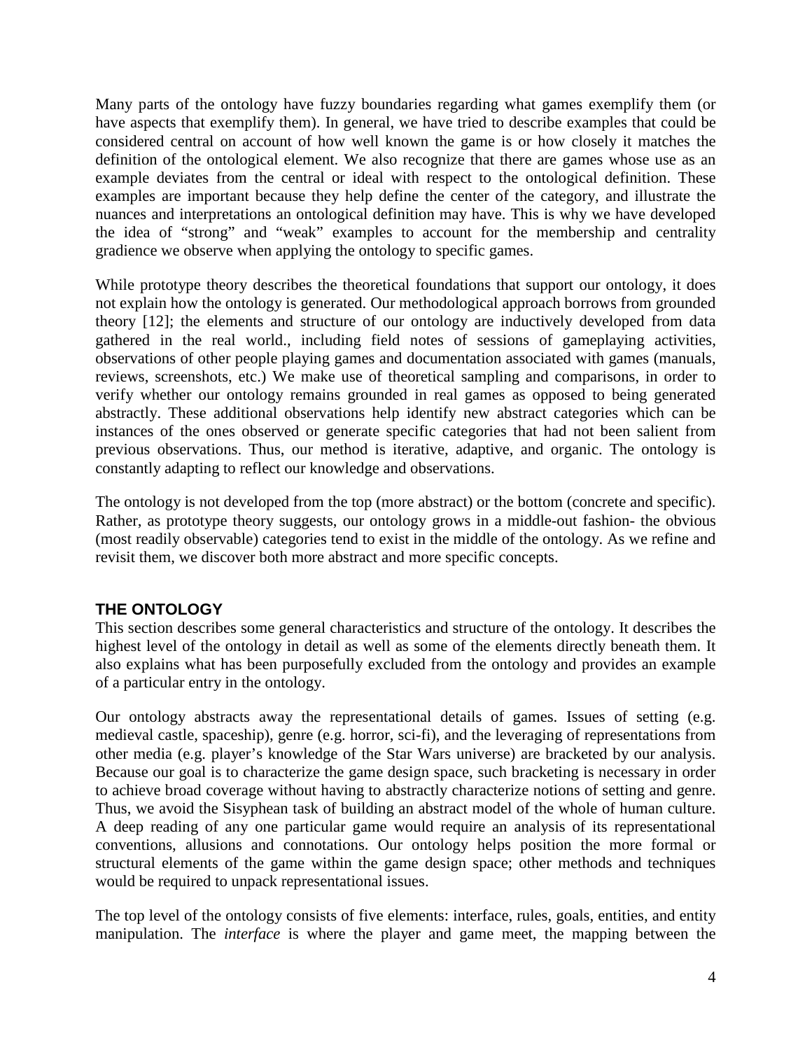Many parts of the ontology have fuzzy boundaries regarding what games exemplify them (or have aspects that exemplify them). In general, we have tried to describe examples that could be considered central on account of how well known the game is or how closely it matches the definition of the ontological element. We also recognize that there are games whose use as an example deviates from the central or ideal with respect to the ontological definition. These examples are important because they help define the center of the category, and illustrate the nuances and interpretations an ontological definition may have. This is why we have developed the idea of "strong" and "weak" examples to account for the membership and centrality gradience we observe when applying the ontology to specific games.

While prototype theory describes the theoretical foundations that support our ontology, it does not explain how the ontology is generated. Our methodological approach borrows from grounded theory [12]; the elements and structure of our ontology are inductively developed from data gathered in the real world., including field notes of sessions of gameplaying activities, observations of other people playing games and documentation associated with games (manuals, reviews, screenshots, etc.) We make use of theoretical sampling and comparisons, in order to verify whether our ontology remains grounded in real games as opposed to being generated abstractly. These additional observations help identify new abstract categories which can be instances of the ones observed or generate specific categories that had not been salient from previous observations. Thus, our method is iterative, adaptive, and organic. The ontology is constantly adapting to reflect our knowledge and observations.

The ontology is not developed from the top (more abstract) or the bottom (concrete and specific). Rather, as prototype theory suggests, our ontology grows in a middle-out fashion- the obvious (most readily observable) categories tend to exist in the middle of the ontology. As we refine and revisit them, we discover both more abstract and more specific concepts.

## THE ONTOLOGY

This section describes some general characteristics and structure of the ontology. It describes the highest level of the ontology in detail as well as some of the elements directly beneath them. It also explains what has been purposefully excluded from the ontology and provides an example of a particular entry in the ontology.

Our ontology abstracts away the representational details of games. Issues of setting (e.g. medieval castle, spaceship), genre (e.g. horror, sci-fi), and the leveraging of representations from other media (e.g. player's knowledge of the Star Wars universe) are bracketed by our analysis. Because our goal is to characterize the game design space, such bracketing is necessary in order to achieve broad coverage without having to abstractly characterize notions of setting and genre. Thus, we avoid the Sisyphean task of building an abstract model of the whole of human culture. A deep reading of any one particular game would require an analysis of its representational conventions, allusions and connotations. Our ontology helps position the more formal or structural elements of the game within the game design space; other methods and techniques would be required to unpack representational issues.

The top level of the ontology consists of five elements: interface, rules, goals, entities, and entity manipulation. The *interface* is where the player and game meet, the mapping between the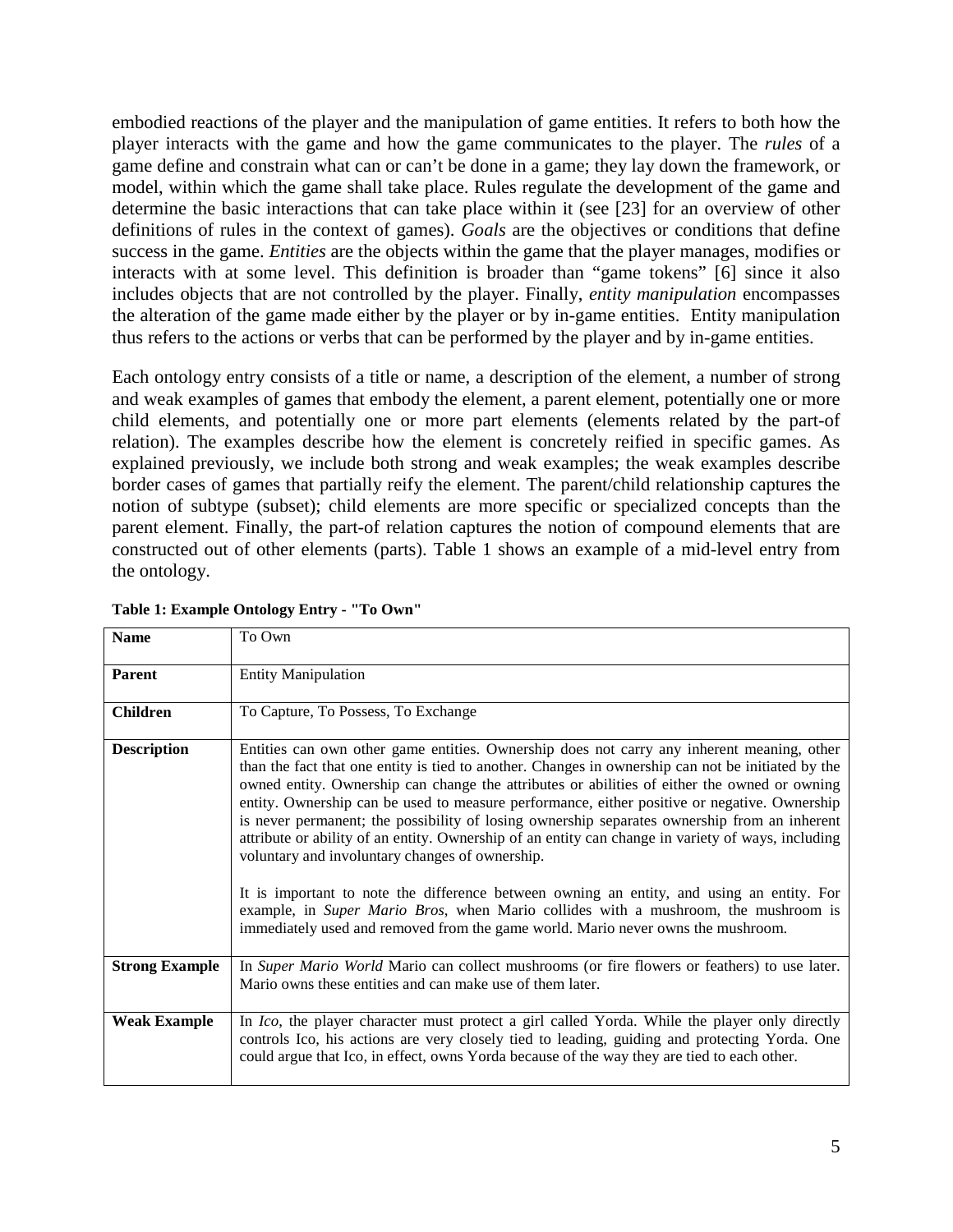embodied reactions of the player and the manipulation of game entities. It refers to both how the player interacts with the game and how the game communicates to the player. The *rules* of a game define and constrain what can or can't be done in a game; they lay down the framework, or model, within which the game shall take place. Rules regulate the development of the game and determine the basic interactions that can take place within it (see [23] for an overview of other definitions of rules in the context of games). *Goals* are the objectives or conditions that define success in the game. *Entities* are the objects within the game that the player manages, modifies or interacts with at some level. This definition is broader than "game tokens" [6] since it also includes objects that are not controlled by the player. Finally, *entity manipulation* encompasses the alteration of the game made either by the player or by in-game entities. Entity manipulation thus refers to the actions or verbs that can be performed by the player and by in-game entities.

Each ontology entry consists of a title or name, a description of the element, a number of strong and weak examples of games that embody the element, a parent element, potentially one or more child elements, and potentially one or more part elements (elements related by the part-of relation). The examples describe how the element is concretely reified in specific games. As explained previously, we include both strong and weak examples; the weak examples describe border cases of games that partially reify the element. The parent/child relationship captures the notion of subtype (subset); child elements are more specific or specialized concepts than the parent element. Finally, the part-of relation captures the notion of compound elements that are constructed out of other elements (parts). Table 1 shows an example of a mid-level entry from the ontology.

**Table 1: Example Ontology Entry - "To Own"**

| | |
|---|---|
| **Name** | To Own |
| **Parent** | Entity Manipulation |
| **Children** | To Capture, To Possess, To Exchange |
| **Description** | Entities can own other game entities. Ownership does not carry any inherent meaning, other than the fact that one entity is tied to another. Changes in ownership can not be initiated by the owned entity. Ownership can change the attributes or abilities of either the owned or owning entity. Ownership can be used to measure performance, either positive or negative. Ownership is never permanent; the possibility of losing ownership separates ownership from an inherent attribute or ability of an entity. Ownership of an entity can change in variety of ways, including voluntary and involuntary changes of ownership.<br><br>It is important to note the difference between owning an entity, and using an entity. For example, in *Super Mario Bros*, when Mario collides with a mushroom, the mushroom is immediately used and removed from the game world. Mario never owns the mushroom. |
| **Strong Example** | In *Super Mario World* Mario can collect mushrooms (or fire flowers or feathers) to use later. Mario owns these entities and can make use of them later. |
| **Weak Example** | In *Ico*, the player character must protect a girl called Yorda. While the player only directly controls Ico, his actions are very closely tied to leading, guiding and protecting Yorda. One could argue that Ico, in effect, owns Yorda because of the way they are tied to each other. |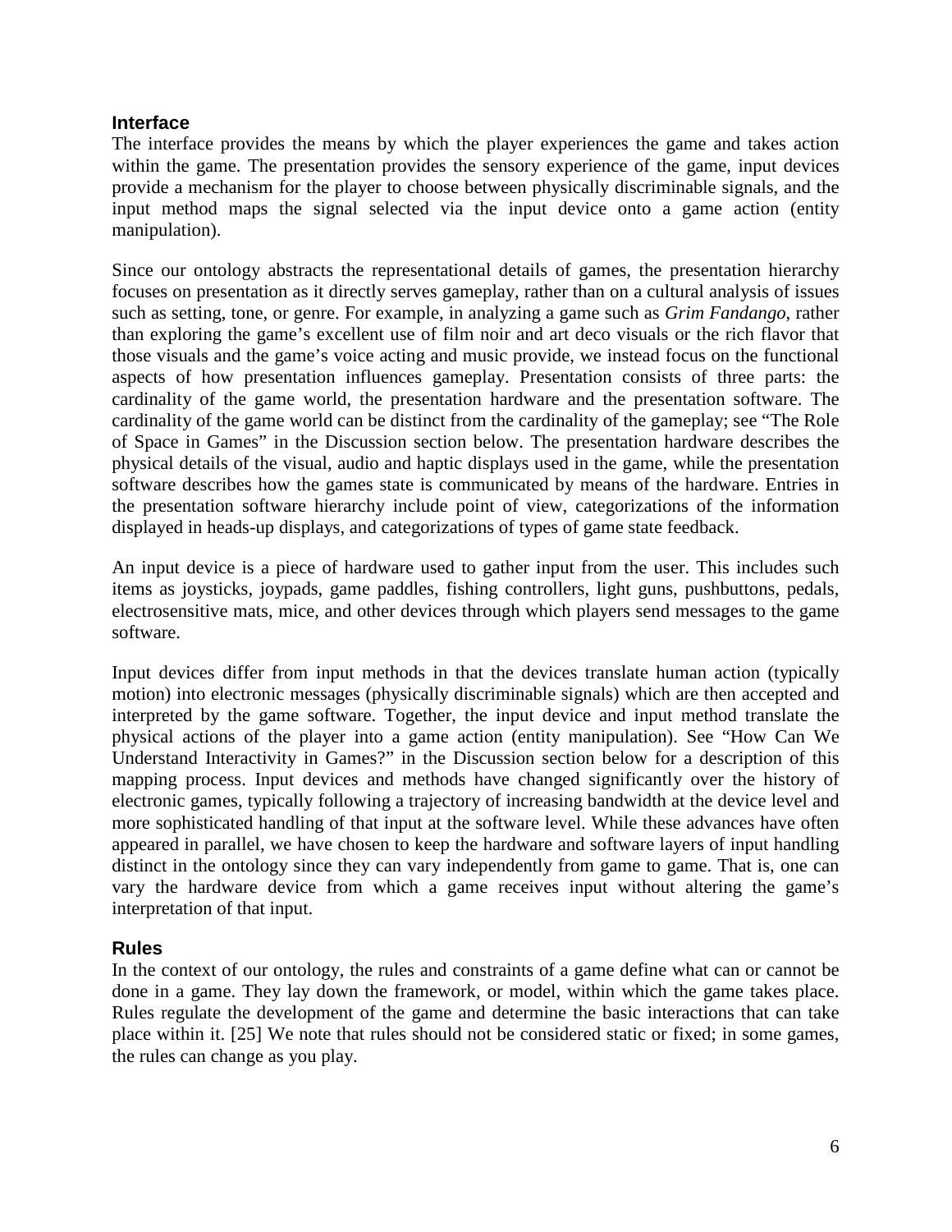## Interface

The interface provides the means by which the player experiences the game and takes action within the game. The presentation provides the sensory experience of the game, input devices provide a mechanism for the player to choose between physically discriminable signals, and the input method maps the signal selected via the input device onto a game action (entity manipulation).

Since our ontology abstracts the representational details of games, the presentation hierarchy focuses on presentation as it directly serves gameplay, rather than on a cultural analysis of issues such as setting, tone, or genre. For example, in analyzing a game such as *Grim Fandango*, rather than exploring the game's excellent use of film noir and art deco visuals or the rich flavor that those visuals and the game's voice acting and music provide, we instead focus on the functional aspects of how presentation influences gameplay. Presentation consists of three parts: the cardinality of the game world, the presentation hardware and the presentation software. The cardinality of the game world can be distinct from the cardinality of the gameplay; see "The Role of Space in Games" in the Discussion section below. The presentation hardware describes the physical details of the visual, audio and haptic displays used in the game, while the presentation software describes how the games state is communicated by means of the hardware. Entries in the presentation software hierarchy include point of view, categorizations of the information displayed in heads-up displays, and categorizations of types of game state feedback.

An input device is a piece of hardware used to gather input from the user. This includes such items as joysticks, joypads, game paddles, fishing controllers, light guns, pushbuttons, pedals, electrosensitive mats, mice, and other devices through which players send messages to the game software.

Input devices differ from input methods in that the devices translate human action (typically motion) into electronic messages (physically discriminable signals) which are then accepted and interpreted by the game software. Together, the input device and input method translate the physical actions of the player into a game action (entity manipulation). See "How Can We Understand Interactivity in Games?" in the Discussion section below for a description of this mapping process. Input devices and methods have changed significantly over the history of electronic games, typically following a trajectory of increasing bandwidth at the device level and more sophisticated handling of that input at the software level. While these advances have often appeared in parallel, we have chosen to keep the hardware and software layers of input handling distinct in the ontology since they can vary independently from game to game. That is, one can vary the hardware device from which a game receives input without altering the game's interpretation of that input.

## Rules

In the context of our ontology, the rules and constraints of a game define what can or cannot be done in a game. They lay down the framework, or model, within which the game takes place. Rules regulate the development of the game and determine the basic interactions that can take place within it. [25] We note that rules should not be considered static or fixed; in some games, the rules can change as you play.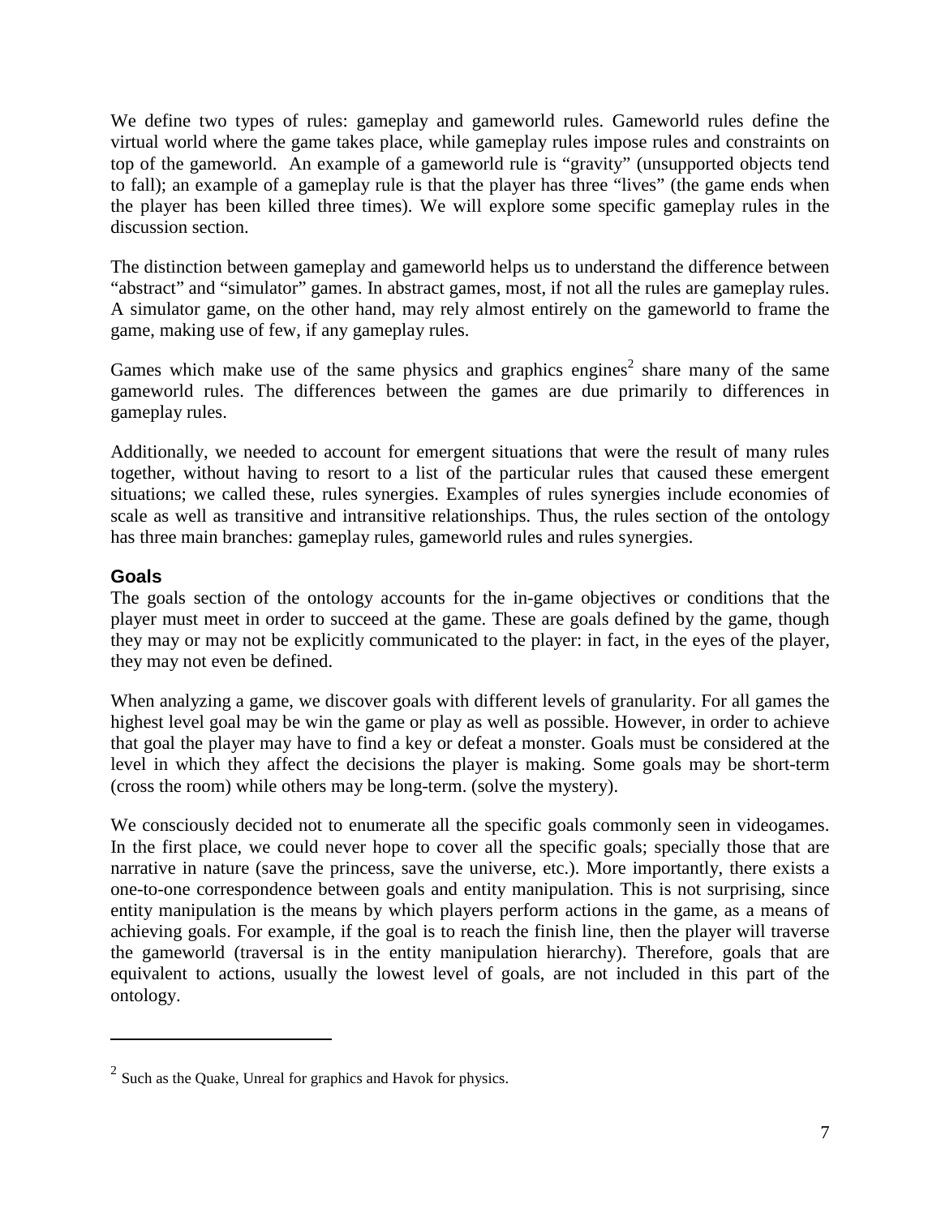We define two types of rules: gameplay and gameworld rules. Gameworld rules define the virtual world where the game takes place, while gameplay rules impose rules and constraints on top of the gameworld. An example of a gameworld rule is "gravity" (unsupported objects tend to fall); an example of a gameplay rule is that the player has three "lives" (the game ends when the player has been killed three times). We will explore some specific gameplay rules in the discussion section.

The distinction between gameplay and gameworld helps us to understand the difference between "abstract" and "simulator" games. In abstract games, most, if not all the rules are gameplay rules. A simulator game, on the other hand, may rely almost entirely on the gameworld to frame the game, making use of few, if any gameplay rules.

Games which make use of the same physics and graphics engines[2] share many of the same gameworld rules. The differences between the games are due primarily to differences in gameplay rules.

Additionally, we needed to account for emergent situations that were the result of many rules together, without having to resort to a list of the particular rules that caused these emergent situations; we called these, rules synergies. Examples of rules synergies include economies of scale as well as transitive and intransitive relationships. Thus, the rules section of the ontology has three main branches: gameplay rules, gameworld rules and rules synergies.

### Goals

The goals section of the ontology accounts for the in-game objectives or conditions that the player must meet in order to succeed at the game. These are goals defined by the game, though they may or may not be explicitly communicated to the player: in fact, in the eyes of the player, they may not even be defined.

When analyzing a game, we discover goals with different levels of granularity. For all games the highest level goal may be win the game or play as well as possible. However, in order to achieve that goal the player may have to find a key or defeat a monster. Goals must be considered at the level in which they affect the decisions the player is making. Some goals may be short-term (cross the room) while others may be long-term. (solve the mystery).

We consciously decided not to enumerate all the specific goals commonly seen in videogames. In the first place, we could never hope to cover all the specific goals; specially those that are narrative in nature (save the princess, save the universe, etc.). More importantly, there exists a one-to-one correspondence between goals and entity manipulation. This is not surprising, since entity manipulation is the means by which players perform actions in the game, as a means of achieving goals. For example, if the goal is to reach the finish line, then the player will traverse the gameworld (traversal is in the entity manipulation hierarchy). Therefore, goals that are equivalent to actions, usually the lowest level of goals, are not included in this part of the ontology.

---

[2] Such as the Quake, Unreal for graphics and Havok for physics.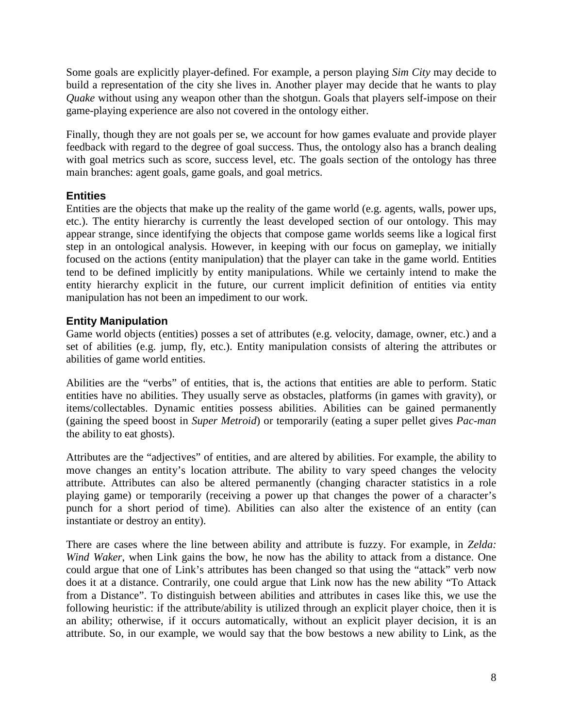Some goals are explicitly player-defined. For example, a person playing *Sim City* may decide to build a representation of the city she lives in. Another player may decide that he wants to play *Quake* without using any weapon other than the shotgun. Goals that players self-impose on their game-playing experience are also not covered in the ontology either.

Finally, though they are not goals per se, we account for how games evaluate and provide player feedback with regard to the degree of goal success. Thus, the ontology also has a branch dealing with goal metrics such as score, success level, etc. The goals section of the ontology has three main branches: agent goals, game goals, and goal metrics.

### Entities

Entities are the objects that make up the reality of the game world (e.g. agents, walls, power ups, etc.). The entity hierarchy is currently the least developed section of our ontology. This may appear strange, since identifying the objects that compose game worlds seems like a logical first step in an ontological analysis. However, in keeping with our focus on gameplay, we initially focused on the actions (entity manipulation) that the player can take in the game world. Entities tend to be defined implicitly by entity manipulations. While we certainly intend to make the entity hierarchy explicit in the future, our current implicit definition of entities via entity manipulation has not been an impediment to our work.

### Entity Manipulation

Game world objects (entities) posses a set of attributes (e.g. velocity, damage, owner, etc.) and a set of abilities (e.g. jump, fly, etc.). Entity manipulation consists of altering the attributes or abilities of game world entities.

Abilities are the "verbs" of entities, that is, the actions that entities are able to perform. Static entities have no abilities. They usually serve as obstacles, platforms (in games with gravity), or items/collectables. Dynamic entities possess abilities. Abilities can be gained permanently (gaining the speed boost in *Super Metroid*) or temporarily (eating a super pellet gives *Pac-man* the ability to eat ghosts).

Attributes are the "adjectives" of entities, and are altered by abilities. For example, the ability to move changes an entity's location attribute. The ability to vary speed changes the velocity attribute. Attributes can also be altered permanently (changing character statistics in a role playing game) or temporarily (receiving a power up that changes the power of a character's punch for a short period of time). Abilities can also alter the existence of an entity (can instantiate or destroy an entity).

There are cases where the line between ability and attribute is fuzzy. For example, in *Zelda: Wind Waker*, when Link gains the bow, he now has the ability to attack from a distance. One could argue that one of Link's attributes has been changed so that using the "attack" verb now does it at a distance. Contrarily, one could argue that Link now has the new ability "To Attack from a Distance". To distinguish between abilities and attributes in cases like this, we use the following heuristic: if the attribute/ability is utilized through an explicit player choice, then it is an ability; otherwise, if it occurs automatically, without an explicit player decision, it is an attribute. So, in our example, we would say that the bow bestows a new ability to Link, as the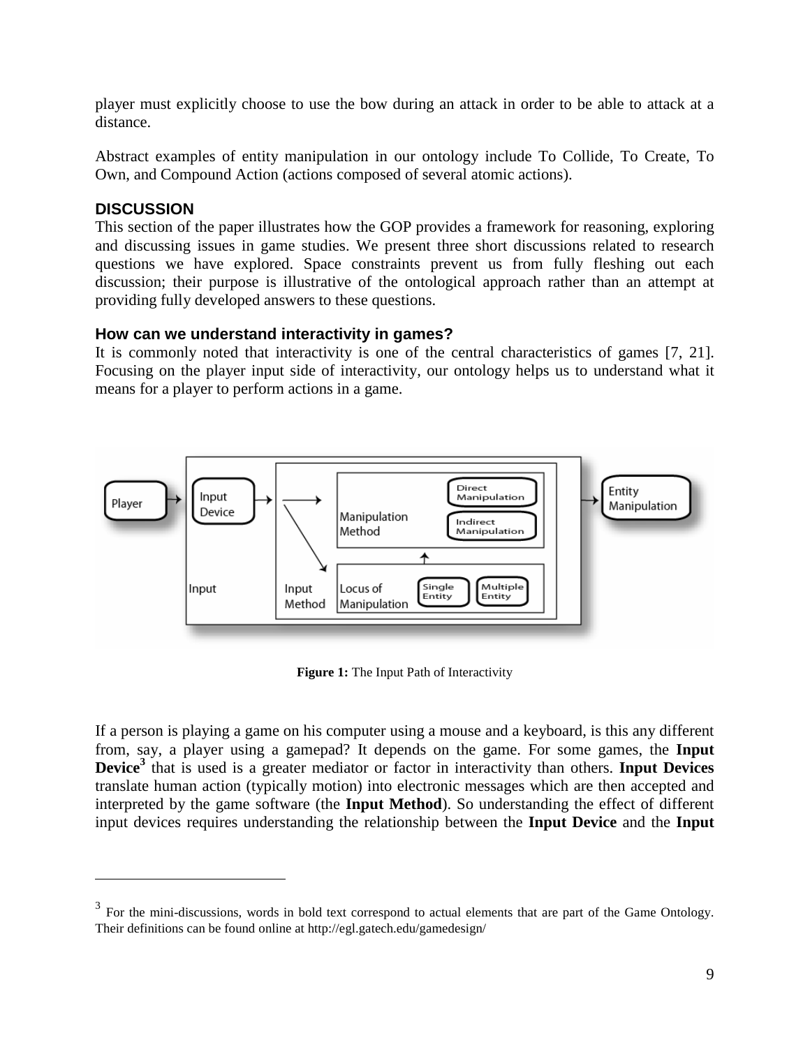player must explicitly choose to use the bow during an attack in order to be able to attack at a distance.

Abstract examples of entity manipulation in our ontology include To Collide, To Create, To Own, and Compound Action (actions composed of several atomic actions).

## DISCUSSION

This section of the paper illustrates how the GOP provides a framework for reasoning, exploring and discussing issues in game studies. We present three short discussions related to research questions we have explored. Space constraints prevent us from fully fleshing out each discussion; their purpose is illustrative of the ontological approach rather than an attempt at providing fully developed answers to these questions.

### How can we understand interactivity in games?

It is commonly noted that interactivity is one of the central characteristics of games [7, 21]. Focusing on the player input side of interactivity, our ontology helps us to understand what it means for a player to perform actions in a game.

**Figure 1:** The Input Path of Interactivity

If a person is playing a game on his computer using a mouse and a keyboard, is this any different from, say, a player using a gamepad? It depends on the game. For some games, the **Input Device**[3] that is used is a greater mediator or factor in interactivity than others. **Input Devices** translate human action (typically motion) into electronic messages which are then accepted and interpreted by the game software (the **Input Method**). So understanding the effect of different input devices requires understanding the relationship between the **Input Device** and the **Input**

---

[3] For the mini-discussions, words in bold text correspond to actual elements that are part of the Game Ontology. Their definitions can be found online at http://egl.gatech.edu/gamedesign/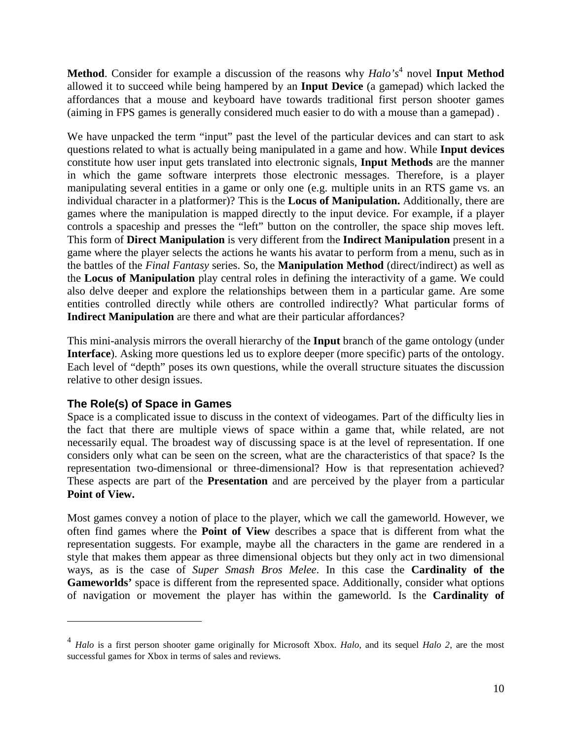**Method**. Consider for example a discussion of the reasons why *Halo's*[4] novel **Input Method** allowed it to succeed while being hampered by an **Input Device** (a gamepad) which lacked the affordances that a mouse and keyboard have towards traditional first person shooter games (aiming in FPS games is generally considered much easier to do with a mouse than a gamepad) .

We have unpacked the term "input" past the level of the particular devices and can start to ask questions related to what is actually being manipulated in a game and how. While **Input devices** constitute how user input gets translated into electronic signals, **Input Methods** are the manner in which the game software interprets those electronic messages. Therefore, is a player manipulating several entities in a game or only one (e.g. multiple units in an RTS game vs. an individual character in a platformer)? This is the **Locus of Manipulation.** Additionally, there are games where the manipulation is mapped directly to the input device. For example, if a player controls a spaceship and presses the "left" button on the controller, the space ship moves left. This form of **Direct Manipulation** is very different from the **Indirect Manipulation** present in a game where the player selects the actions he wants his avatar to perform from a menu, such as in the battles of the *Final Fantasy* series. So, the **Manipulation Method** (direct/indirect) as well as the **Locus of Manipulation** play central roles in defining the interactivity of a game. We could also delve deeper and explore the relationships between them in a particular game. Are some entities controlled directly while others are controlled indirectly? What particular forms of **Indirect Manipulation** are there and what are their particular affordances?

This mini-analysis mirrors the overall hierarchy of the **Input** branch of the game ontology (under **Interface**). Asking more questions led us to explore deeper (more specific) parts of the ontology. Each level of "depth" poses its own questions, while the overall structure situates the discussion relative to other design issues.

### The Role(s) of Space in Games

Space is a complicated issue to discuss in the context of videogames. Part of the difficulty lies in the fact that there are multiple views of space within a game that, while related, are not necessarily equal. The broadest way of discussing space is at the level of representation. If one considers only what can be seen on the screen, what are the characteristics of that space? Is the representation two-dimensional or three-dimensional? How is that representation achieved? These aspects are part of the **Presentation** and are perceived by the player from a particular **Point of View.**

Most games convey a notion of place to the player, which we call the gameworld. However, we often find games where the **Point of View** describes a space that is different from what the representation suggests. For example, maybe all the characters in the game are rendered in a style that makes them appear as three dimensional objects but they only act in two dimensional ways, as is the case of *Super Smash Bros Melee*. In this case the **Cardinality of the Gameworlds'** space is different from the represented space. Additionally, consider what options of navigation or movement the player has within the gameworld. Is the **Cardinality of**

---

[4] *Halo* is a first person shooter game originally for Microsoft Xbox. *Halo*, and its sequel *Halo 2*, are the most successful games for Xbox in terms of sales and reviews.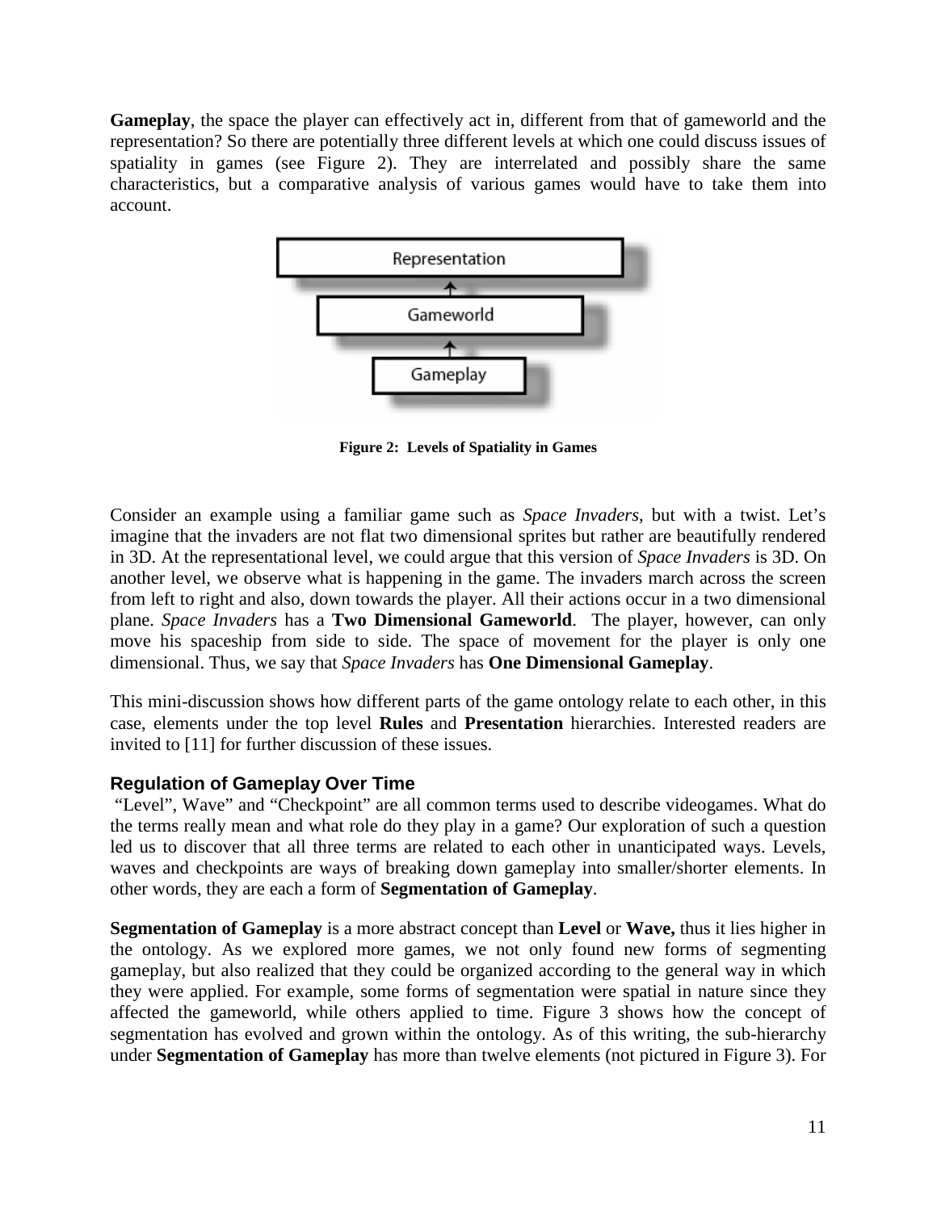**Gameplay**, the space the player can effectively act in, different from that of gameworld and the representation? So there are potentially three different levels at which one could discuss issues of spatiality in games (see Figure 2). They are interrelated and possibly share the same characteristics, but a comparative analysis of various games would have to take them into account.

Representation

Gameworld

Gameplay

**Figure 2: Levels of Spatiality in Games**

Consider an example using a familiar game such as *Space Invaders*, but with a twist. Let's imagine that the invaders are not flat two dimensional sprites but rather are beautifully rendered in 3D. At the representational level, we could argue that this version of *Space Invaders* is 3D. On another level, we observe what is happening in the game. The invaders march across the screen from left to right and also, down towards the player. All their actions occur in a two dimensional plane. *Space Invaders* has a **Two Dimensional Gameworld**. The player, however, can only move his spaceship from side to side. The space of movement for the player is only one dimensional. Thus, we say that *Space Invaders* has **One Dimensional Gameplay**.

This mini-discussion shows how different parts of the game ontology relate to each other, in this case, elements under the top level **Rules** and **Presentation** hierarchies. Interested readers are invited to [11] for further discussion of these issues.

### Regulation of Gameplay Over Time

"Level", Wave" and "Checkpoint" are all common terms used to describe videogames. What do the terms really mean and what role do they play in a game? Our exploration of such a question led us to discover that all three terms are related to each other in unanticipated ways. Levels, waves and checkpoints are ways of breaking down gameplay into smaller/shorter elements. In other words, they are each a form of **Segmentation of Gameplay**.

**Segmentation of Gameplay** is a more abstract concept than **Level** or **Wave,** thus it lies higher in the ontology. As we explored more games, we not only found new forms of segmenting gameplay, but also realized that they could be organized according to the general way in which they were applied. For example, some forms of segmentation were spatial in nature since they affected the gameworld, while others applied to time. Figure 3 shows how the concept of segmentation has evolved and grown within the ontology. As of this writing, the sub-hierarchy under **Segmentation of Gameplay** has more than twelve elements (not pictured in Figure 3). For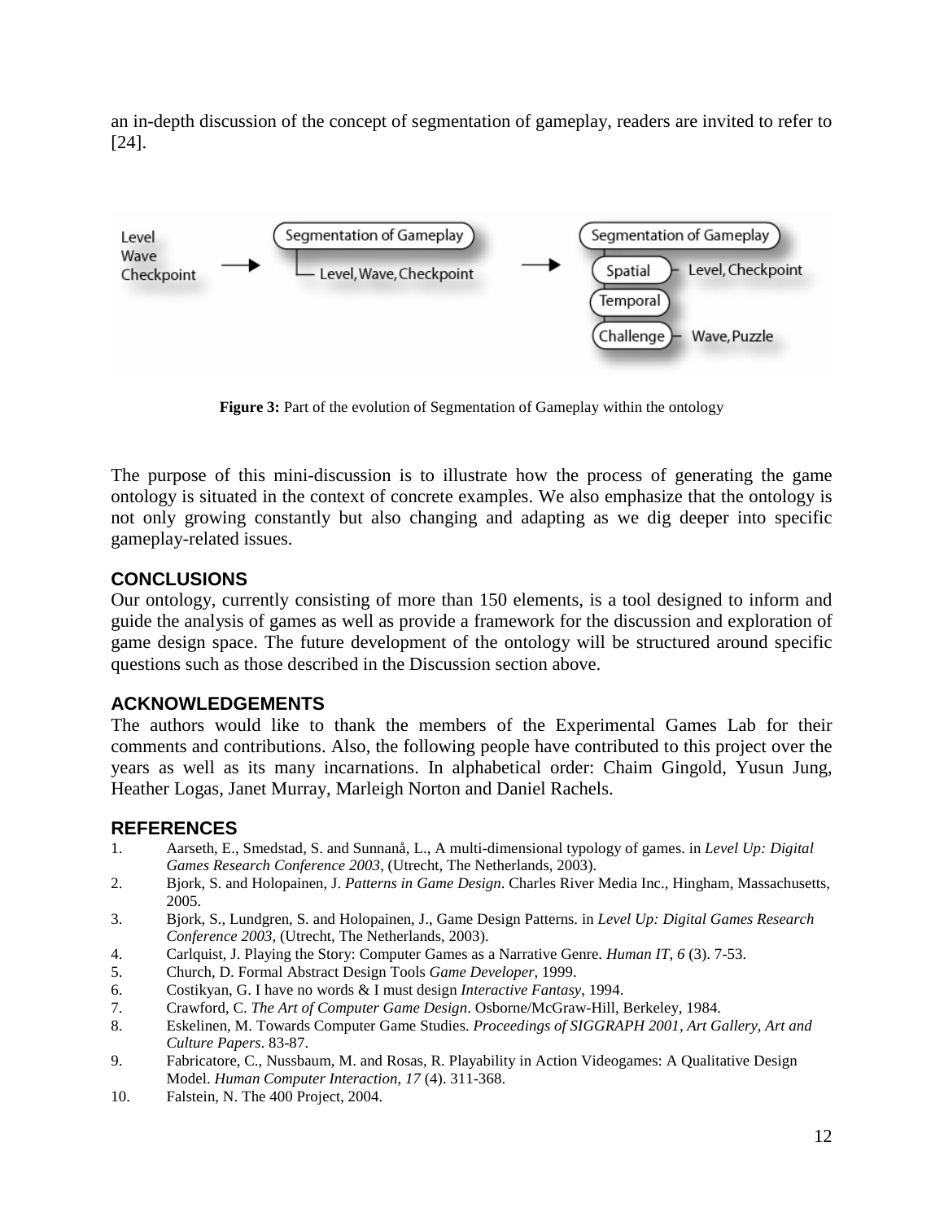an in-depth discussion of the concept of segmentation of gameplay, readers are invited to refer to [24].

**Figure 3:** Part of the evolution of Segmentation of Gameplay within the ontology

The purpose of this mini-discussion is to illustrate how the process of generating the game ontology is situated in the context of concrete examples. We also emphasize that the ontology is not only growing constantly but also changing and adapting as we dig deeper into specific gameplay-related issues.

## CONCLUSIONS

Our ontology, currently consisting of more than 150 elements, is a tool designed to inform and guide the analysis of games as well as provide a framework for the discussion and exploration of game design space. The future development of the ontology will be structured around specific questions such as those described in the Discussion section above.

## ACKNOWLEDGEMENTS

The authors would like to thank the members of the Experimental Games Lab for their comments and contributions. Also, the following people have contributed to this project over the years as well as its many incarnations. In alphabetical order: Chaim Gingold, Yusun Jung, Heather Logas, Janet Murray, Marleigh Norton and Daniel Rachels.

## REFERENCES

1. Aarseth, E., Smedstad, S. and Sunnanå, L., A multi-dimensional typology of games. in *Level Up: Digital Games Research Conference 2003*, (Utrecht, The Netherlands, 2003).
2. Bjork, S. and Holopainen, J. *Patterns in Game Design*. Charles River Media Inc., Hingham, Massachusetts, 2005.
3. Bjork, S., Lundgren, S. and Holopainen, J., Game Design Patterns. in *Level Up: Digital Games Research Conference 2003*, (Utrecht, The Netherlands, 2003).
4. Carlquist, J. Playing the Story: Computer Games as a Narrative Genre. *Human IT, 6* (3). 7-53.
5. Church, D. Formal Abstract Design Tools *Game Developer*, 1999.
6. Costikyan, G. I have no words & I must design *Interactive Fantasy*, 1994.
7. Crawford, C. *The Art of Computer Game Design*. Osborne/McGraw-Hill, Berkeley, 1984.
8. Eskelinen, M. Towards Computer Game Studies. *Proceedings of SIGGRAPH 2001, Art Gallery, Art and Culture Papers*. 83-87.
9. Fabricatore, C., Nussbaum, M. and Rosas, R. Playability in Action Videogames: A Qualitative Design Model. *Human Computer Interaction, 17* (4). 311-368.
10. Falstein, N. The 400 Project, 2004.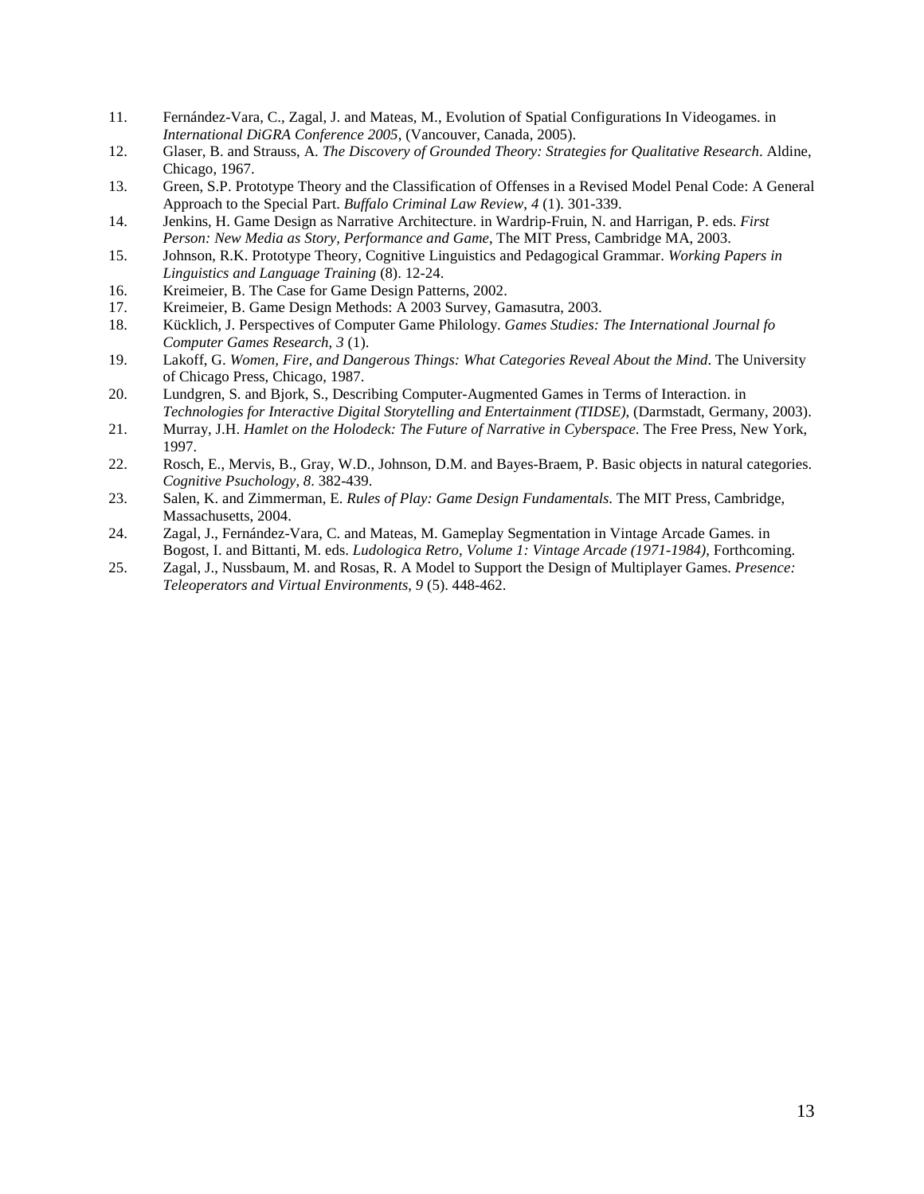11. Fernández-Vara, C., Zagal, J. and Mateas, M., Evolution of Spatial Configurations In Videogames. in *International DiGRA Conference 2005*, (Vancouver, Canada, 2005).
12. Glaser, B. and Strauss, A. *The Discovery of Grounded Theory: Strategies for Qualitative Research*. Aldine, Chicago, 1967.
13. Green, S.P. Prototype Theory and the Classification of Offenses in a Revised Model Penal Code: A General Approach to the Special Part. *Buffalo Criminal Law Review*, *4* (1). 301-339.
14. Jenkins, H. Game Design as Narrative Architecture. in Wardrip-Fruin, N. and Harrigan, P. eds. *First Person: New Media as Story, Performance and Game*, The MIT Press, Cambridge MA, 2003.
15. Johnson, R.K. Prototype Theory, Cognitive Linguistics and Pedagogical Grammar. *Working Papers in Linguistics and Language Training* (8). 12-24.
16. Kreimeier, B. The Case for Game Design Patterns, 2002.
17. Kreimeier, B. Game Design Methods: A 2003 Survey, Gamasutra, 2003.
18. Kücklich, J. Perspectives of Computer Game Philology. *Games Studies: The International Journal fo Computer Games Research*, *3* (1).
19. Lakoff, G. *Women, Fire, and Dangerous Things: What Categories Reveal About the Mind*. The University of Chicago Press, Chicago, 1987.
20. Lundgren, S. and Bjork, S., Describing Computer-Augmented Games in Terms of Interaction. in *Technologies for Interactive Digital Storytelling and Entertainment (TIDSE)*, (Darmstadt, Germany, 2003).
21. Murray, J.H. *Hamlet on the Holodeck: The Future of Narrative in Cyberspace*. The Free Press, New York, 1997.
22. Rosch, E., Mervis, B., Gray, W.D., Johnson, D.M. and Bayes-Braem, P. Basic objects in natural categories. *Cognitive Psuchology*, *8*. 382-439.
23. Salen, K. and Zimmerman, E. *Rules of Play: Game Design Fundamentals*. The MIT Press, Cambridge, Massachusetts, 2004.
24. Zagal, J., Fernández-Vara, C. and Mateas, M. Gameplay Segmentation in Vintage Arcade Games. in Bogost, I. and Bittanti, M. eds. *Ludologica Retro, Volume 1: Vintage Arcade (1971-1984)*, Forthcoming.
25. Zagal, J., Nussbaum, M. and Rosas, R. A Model to Support the Design of Multiplayer Games. *Presence: Teleoperators and Virtual Environments*, *9* (5). 448-462.